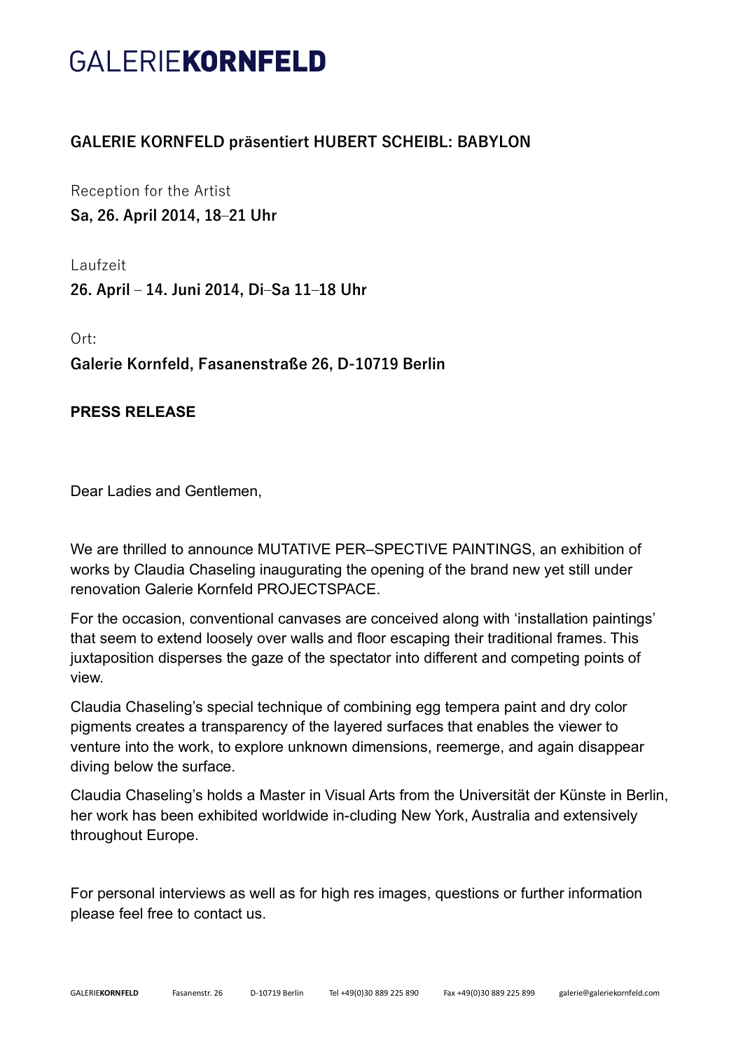# GALERIE**KORNFELD**

## GALERIE KORNFELD präsentiert HUBERT SCHEIBL: BABYLON

Reception for the Artist

**Sa, 26. April 2014, 18–21 Uhr**

Laufzeit

**26. April – 14. Juni 2014, Di–Sa 11–18 Uhr**

Ort:

**Galerie Kornfeld, Fasanenstraße 26, D-10719 Berlin**

**PRESS RELEASE**

Dear Ladies and Gentlemen,

We are thrilled to announce MUTATIVE PER–SPECTIVE PAINTINGS, an exhibition of works by Claudia Chaseling inaugurating the opening of the brand new yet still under renovation Galerie Kornfeld PROJECTSPACE.

For the occasion, conventional canvases are conceived along with 'installation paintings' that seem to extend loosely over walls and floor escaping their traditional frames. This juxtaposition disperses the gaze of the spectator into different and competing points of view.

Claudia Chaseling's special technique of combining egg tempera paint and dry color pigments creates a transparency of the layered surfaces that enables the viewer to venture into the work, to explore unknown dimensions, reemerge, and again disappear diving below the surface.

Claudia Chaseling's holds a Master in Visual Arts from the Universität der Künste in Berlin, her work has been exhibited worldwide in-cluding New York, Australia and extensively throughout Europe.

For personal interviews as well as for high res images, questions or further information please feel free to contact us.

GALERIE**KORNFELD** Fasanenstr. 26 D-10719 Berlin Tel +49(0)30 889 225 890 Fax +49(0)30 889 225 899 galerie@galeriekornfeld.com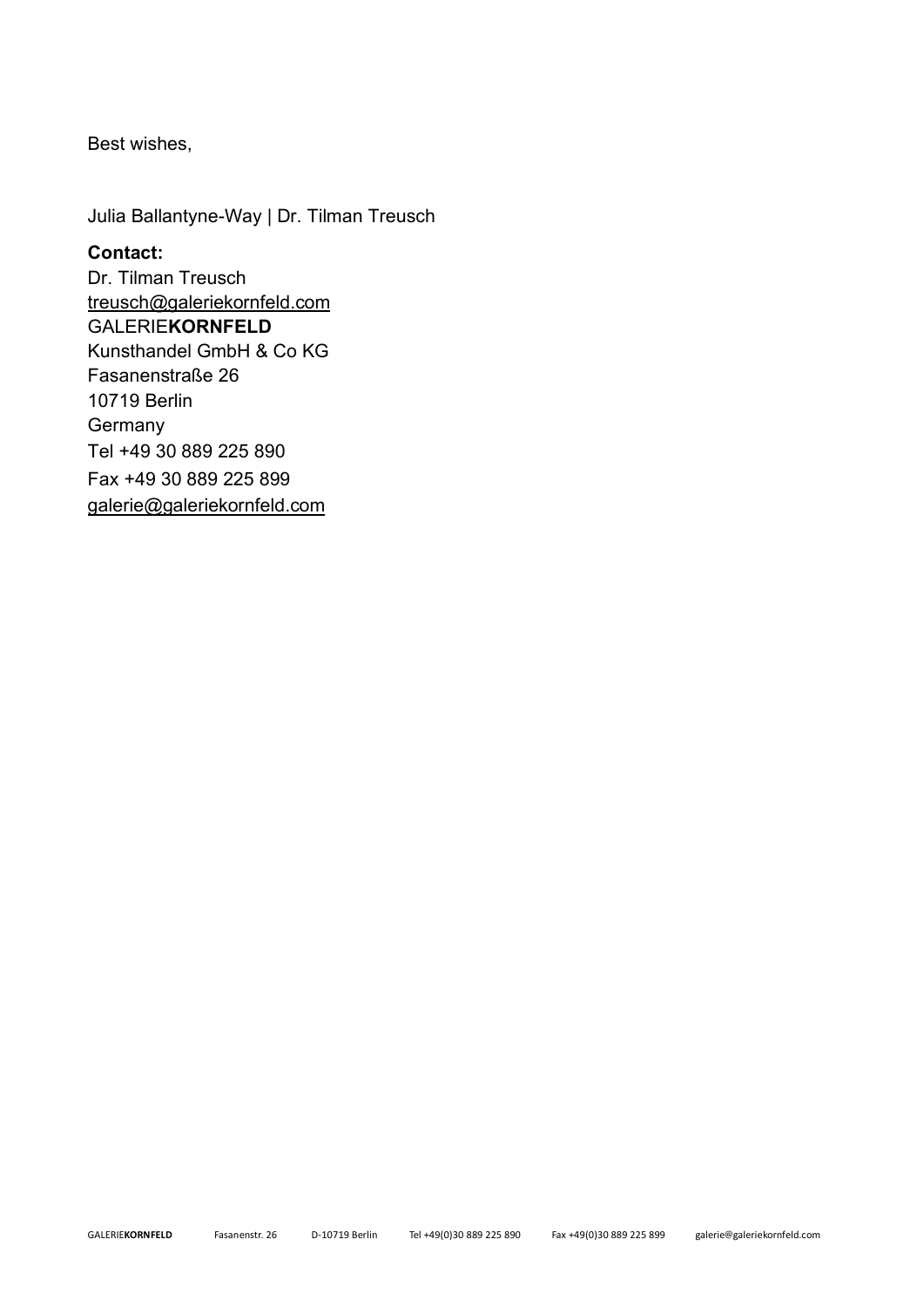Best wishes,

Julia Ballantyne-Way | Dr. Tilman Treusch

**Contact:**
Dr. Tilman Treusch
treusch@galeriekornfeld.com
GALERIE**KORNFELD**
Kunsthandel GmbH & Co KG
Fasanenstraße 26
10719 Berlin
Germany
Tel +49 30 889 225 890
Fax +49 30 889 225 899
galerie@galeriekornfeld.com